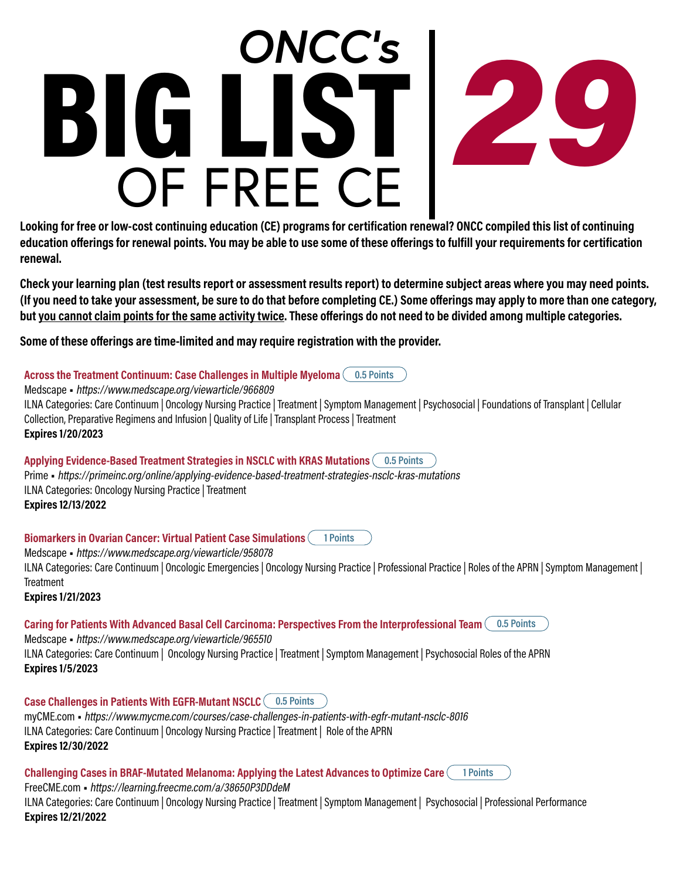# ONCC's BIG LIST OF FREE CE | 29

**Looking for free or low-cost continuing education (CE) programs for certification renewal? ONCC compiled this list of continuing education offerings for renewal points. You may be able to use some of these offerings to fulfill your requirements for certification renewal.**

**Check your learning plan (test results report or assessment results report) to determine subject areas where you may need points. (If you need to take your assessment, be sure to do that before completing CE.) Some offerings may apply to more than one category, but <u>you cannot claim points for the same activity twice</u>. These offerings do not need to be divided among multiple categories.**

**Some of these offerings are time-limited and may require registration with the provider.**

**Across the Treatment Continuum: Case Challenges in Multiple Myeloma** 0.5 Points
Medscape ▪ *https://www.medscape.org/viewarticle/966809*
ILNA Categories: Care Continuum | Oncology Nursing Practice | Treatment | Symptom Management | Psychosocial | Foundations of Transplant | Cellular Collection, Preparative Regimens and Infusion | Quality of Life | Transplant Process | Treatment
**Expires 1/20/2023**

**Applying Evidence-Based Treatment Strategies in NSCLC with KRAS Mutations** 0.5 Points
Prime ▪ *https://primeinc.org/online/applying-evidence-based-treatment-strategies-nsclc-kras-mutations*
ILNA Categories: Oncology Nursing Practice | Treatment
**Expires 12/13/2022**

**Biomarkers in Ovarian Cancer: Virtual Patient Case Simulations** 1 Points
Medscape ▪ *https://www.medscape.org/viewarticle/958078*
ILNA Categories: Care Continuum | Oncologic Emergencies | Oncology Nursing Practice | Professional Practice | Roles of the APRN | Symptom Management | Treatment
**Expires 1/21/2023**

**Caring for Patients With Advanced Basal Cell Carcinoma: Perspectives From the Interprofessional Team** 0.5 Points
Medscape ▪ *https://www.medscape.org/viewarticle/965510*
ILNA Categories: Care Continuum | Oncology Nursing Practice | Treatment | Symptom Management | Psychosocial Roles of the APRN
**Expires 1/5/2023**

**Case Challenges in Patients With EGFR-Mutant NSCLC** 0.5 Points
myCME.com ▪ *https://www.mycme.com/courses/case-challenges-in-patients-with-egfr-mutant-nsclc-8016*
ILNA Categories: Care Continuum | Oncology Nursing Practice | Treatment | Role of the APRN
**Expires 12/30/2022**

**Challenging Cases in BRAF-Mutated Melanoma: Applying the Latest Advances to Optimize Care** 1 Points
FreeCME.com ▪ *https://learning.freecme.com/a/38650P3DDdeM*
ILNA Categories: Care Continuum | Oncology Nursing Practice | Treatment | Symptom Management | Psychosocial | Professional Performance
**Expires 12/21/2022**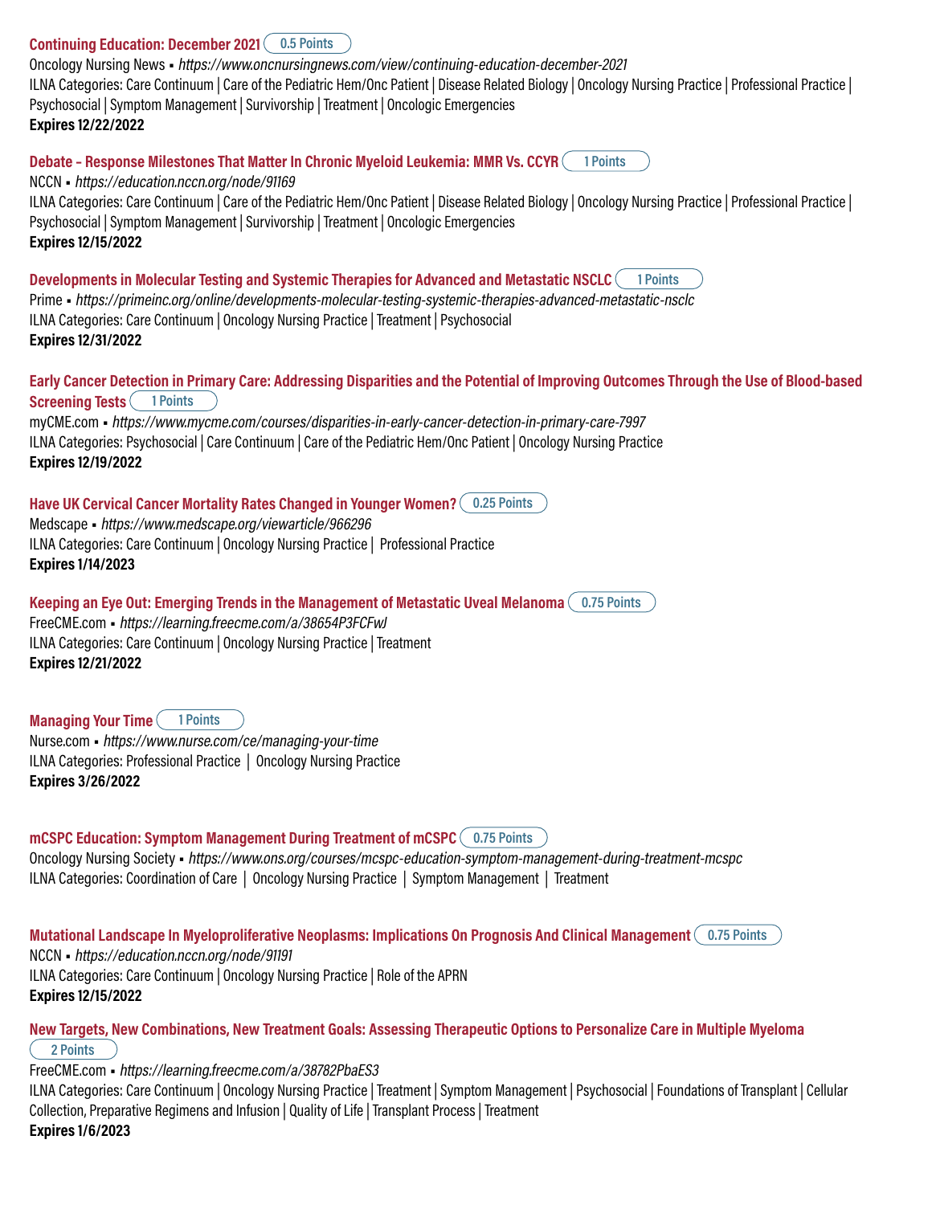**Continuing Education: December 2021** 0.5 Points
Oncology Nursing News ▪ *https://www.oncnursingnews.com/view/continuing-education-december-2021*
ILNA Categories: Care Continuum | Care of the Pediatric Hem/Onc Patient | Disease Related Biology | Oncology Nursing Practice | Professional Practice | Psychosocial | Symptom Management | Survivorship | Treatment | Oncologic Emergencies
**Expires 12/22/2022**

**Debate – Response Milestones That Matter In Chronic Myeloid Leukemia: MMR Vs. CCYR** 1 Points
NCCN ▪ *https://education.nccn.org/node/91169*
ILNA Categories: Care Continuum | Care of the Pediatric Hem/Onc Patient | Disease Related Biology | Oncology Nursing Practice | Professional Practice | Psychosocial | Symptom Management | Survivorship | Treatment | Oncologic Emergencies
**Expires 12/15/2022**

**Developments in Molecular Testing and Systemic Therapies for Advanced and Metastatic NSCLC** 1 Points
Prime ▪ *https://primeinc.org/online/developments-molecular-testing-systemic-therapies-advanced-metastatic-nsclc*
ILNA Categories: Care Continuum | Oncology Nursing Practice | Treatment | Psychosocial
**Expires 12/31/2022**

**Early Cancer Detection in Primary Care: Addressing Disparities and the Potential of Improving Outcomes Through the Use of Blood-based Screening Tests** 1 Points
myCME.com ▪ *https://www.mycme.com/courses/disparities-in-early-cancer-detection-in-primary-care-7997*
ILNA Categories: Psychosocial | Care Continuum | Care of the Pediatric Hem/Onc Patient | Oncology Nursing Practice
**Expires 12/19/2022**

**Have UK Cervical Cancer Mortality Rates Changed in Younger Women?** 0.25 Points
Medscape ▪ *https://www.medscape.org/viewarticle/966296*
ILNA Categories: Care Continuum | Oncology Nursing Practice | Professional Practice
**Expires 1/14/2023**

**Keeping an Eye Out: Emerging Trends in the Management of Metastatic Uveal Melanoma** 0.75 Points
FreeCME.com ▪ *https://learning.freecme.com/a/38654P3FCFwJ*
ILNA Categories: Care Continuum | Oncology Nursing Practice | Treatment
**Expires 12/21/2022**

**Managing Your Time** 1 Points
Nurse.com ▪ *https://www.nurse.com/ce/managing-your-time*
ILNA Categories: Professional Practice | Oncology Nursing Practice
**Expires 3/26/2022**

**mCSPC Education: Symptom Management During Treatment of mCSPC** 0.75 Points
Oncology Nursing Society ▪ *https://www.ons.org/courses/mcspc-education-symptom-management-during-treatment-mcspc*
ILNA Categories: Coordination of Care | Oncology Nursing Practice | Symptom Management | Treatment

**Mutational Landscape In Myeloproliferative Neoplasms: Implications On Prognosis And Clinical Management** 0.75 Points
NCCN ▪ *https://education.nccn.org/node/91191*
ILNA Categories: Care Continuum | Oncology Nursing Practice | Role of the APRN
**Expires 12/15/2022**

**New Targets, New Combinations, New Treatment Goals: Assessing Therapeutic Options to Personalize Care in Multiple Myeloma** 2 Points
FreeCME.com ▪ *https://learning.freecme.com/a/38782PbaES3*
ILNA Categories: Care Continuum | Oncology Nursing Practice | Treatment | Symptom Management | Psychosocial | Foundations of Transplant | Cellular Collection, Preparative Regimens and Infusion | Quality of Life | Transplant Process | Treatment
**Expires 1/6/2023**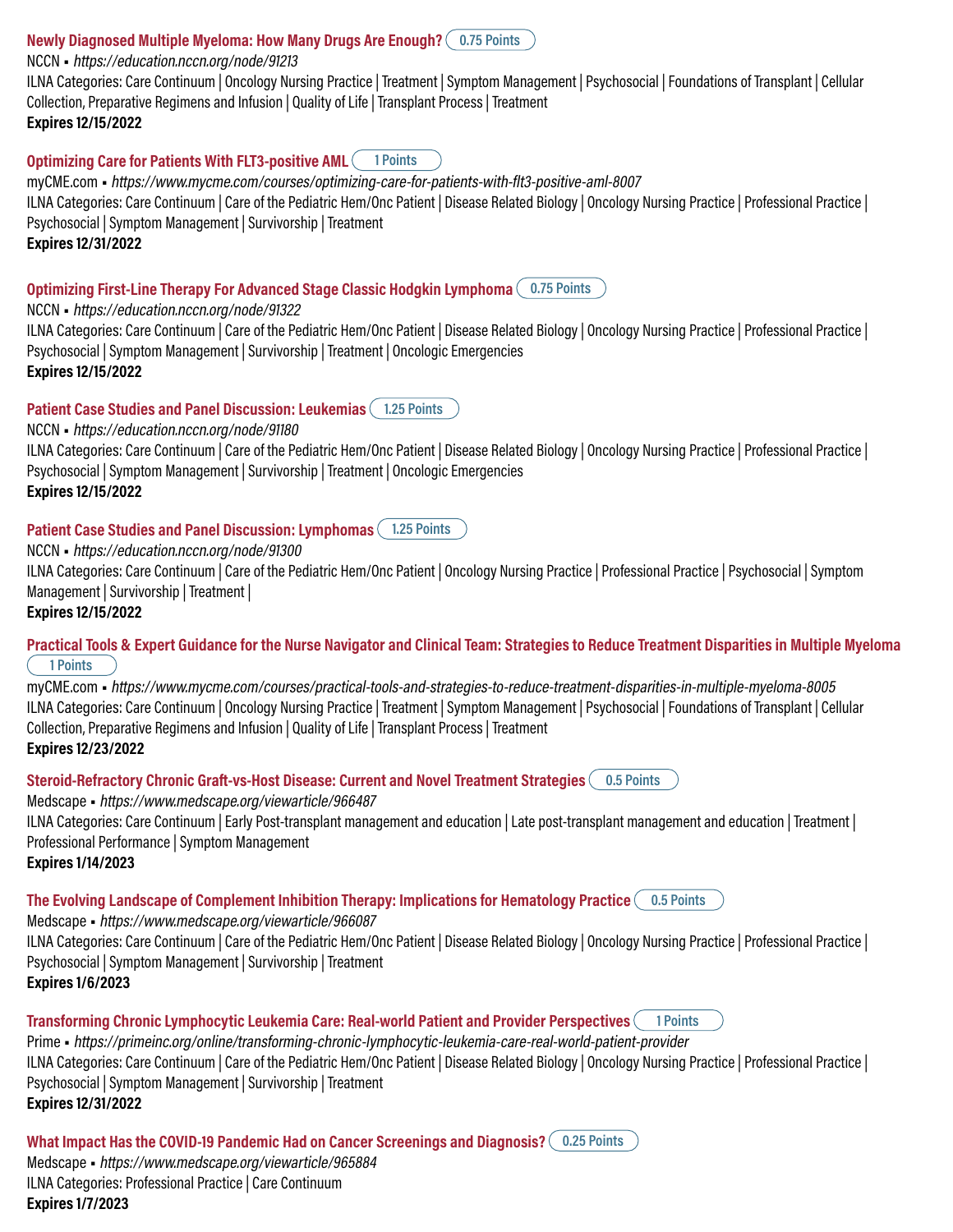**Newly Diagnosed Multiple Myeloma: How Many Drugs Are Enough?** 0.75 Points
NCCN ▪ *https://education.nccn.org/node/91213*
ILNA Categories: Care Continuum | Oncology Nursing Practice | Treatment | Symptom Management | Psychosocial | Foundations of Transplant | Cellular Collection, Preparative Regimens and Infusion | Quality of Life | Transplant Process | Treatment
**Expires 12/15/2022**

**Optimizing Care for Patients With FLT3-positive AML** 1 Points
myCME.com ▪ *https://www.mycme.com/courses/optimizing-care-for-patients-with-flt3-positive-aml-8007*
ILNA Categories: Care Continuum | Care of the Pediatric Hem/Onc Patient | Disease Related Biology | Oncology Nursing Practice | Professional Practice | Psychosocial | Symptom Management | Survivorship | Treatment
**Expires 12/31/2022**

**Optimizing First-Line Therapy For Advanced Stage Classic Hodgkin Lymphoma** 0.75 Points
NCCN ▪ *https://education.nccn.org/node/91322*
ILNA Categories: Care Continuum | Care of the Pediatric Hem/Onc Patient | Disease Related Biology | Oncology Nursing Practice | Professional Practice | Psychosocial | Symptom Management | Survivorship | Treatment | Oncologic Emergencies
**Expires 12/15/2022**

**Patient Case Studies and Panel Discussion: Leukemias** 1.25 Points
NCCN ▪ *https://education.nccn.org/node/91180*
ILNA Categories: Care Continuum | Care of the Pediatric Hem/Onc Patient | Disease Related Biology | Oncology Nursing Practice | Professional Practice | Psychosocial | Symptom Management | Survivorship | Treatment | Oncologic Emergencies
**Expires 12/15/2022**

**Patient Case Studies and Panel Discussion: Lymphomas** 1.25 Points
NCCN ▪ *https://education.nccn.org/node/91300*
ILNA Categories: Care Continuum | Care of the Pediatric Hem/Onc Patient | Oncology Nursing Practice | Professional Practice | Psychosocial | Symptom Management | Survivorship | Treatment |
**Expires 12/15/2022**

**Practical Tools & Expert Guidance for the Nurse Navigator and Clinical Team: Strategies to Reduce Treatment Disparities in Multiple Myeloma** 1 Points
myCME.com ▪ *https://www.mycme.com/courses/practical-tools-and-strategies-to-reduce-treatment-disparities-in-multiple-myeloma-8005*
ILNA Categories: Care Continuum | Oncology Nursing Practice | Treatment | Symptom Management | Psychosocial | Foundations of Transplant | Cellular Collection, Preparative Regimens and Infusion | Quality of Life | Transplant Process | Treatment
**Expires 12/23/2022**

**Steroid-Refractory Chronic Graft-vs-Host Disease: Current and Novel Treatment Strategies** 0.5 Points
Medscape ▪ *https://www.medscape.org/viewarticle/966487*
ILNA Categories: Care Continuum | Early Post-transplant management and education | Late post-transplant management and education | Treatment | Professional Performance | Symptom Management
**Expires 1/14/2023**

**The Evolving Landscape of Complement Inhibition Therapy: Implications for Hematology Practice** 0.5 Points
Medscape ▪ *https://www.medscape.org/viewarticle/966087*
ILNA Categories: Care Continuum | Care of the Pediatric Hem/Onc Patient | Disease Related Biology | Oncology Nursing Practice | Professional Practice | Psychosocial | Symptom Management | Survivorship | Treatment
**Expires 1/6/2023**

**Transforming Chronic Lymphocytic Leukemia Care: Real-world Patient and Provider Perspectives** 1 Points
Prime ▪ *https://primeinc.org/online/transforming-chronic-lymphocytic-leukemia-care-real-world-patient-provider*
ILNA Categories: Care Continuum | Care of the Pediatric Hem/Onc Patient | Disease Related Biology | Oncology Nursing Practice | Professional Practice | Psychosocial | Symptom Management | Survivorship | Treatment
**Expires 12/31/2022**

**What Impact Has the COVID-19 Pandemic Had on Cancer Screenings and Diagnosis?** 0.25 Points
Medscape ▪ *https://www.medscape.org/viewarticle/965884*
ILNA Categories: Professional Practice | Care Continuum
**Expires 1/7/2023**